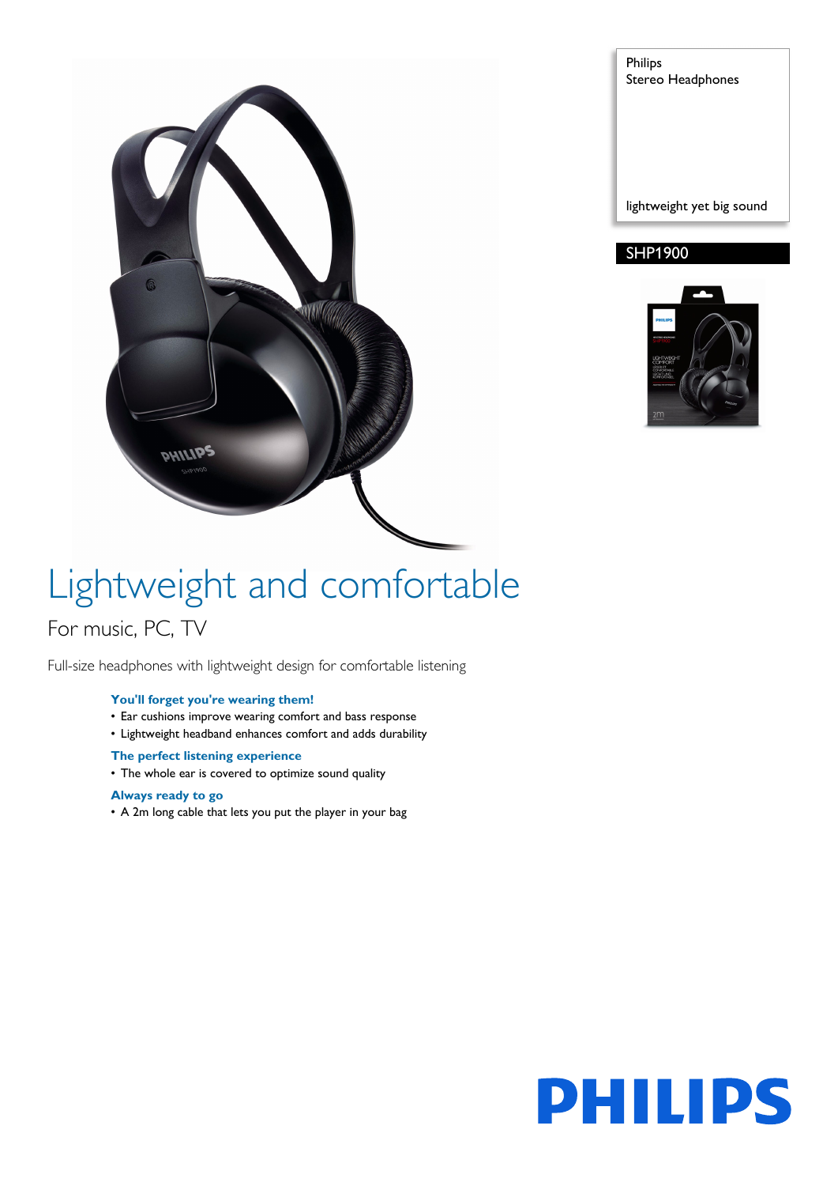Philips
Stereo Headphones

lightweight yet big sound

SHP1900

# Lightweight and comfortable

## For music, PC, TV

Full-size headphones with lightweight design for comfortable listening

### You'll forget you're wearing them!
- Ear cushions improve wearing comfort and bass response
- Lightweight headband enhances comfort and adds durability

### The perfect listening experience
- The whole ear is covered to optimize sound quality

### Always ready to go
- A 2m long cable that lets you put the player in your bag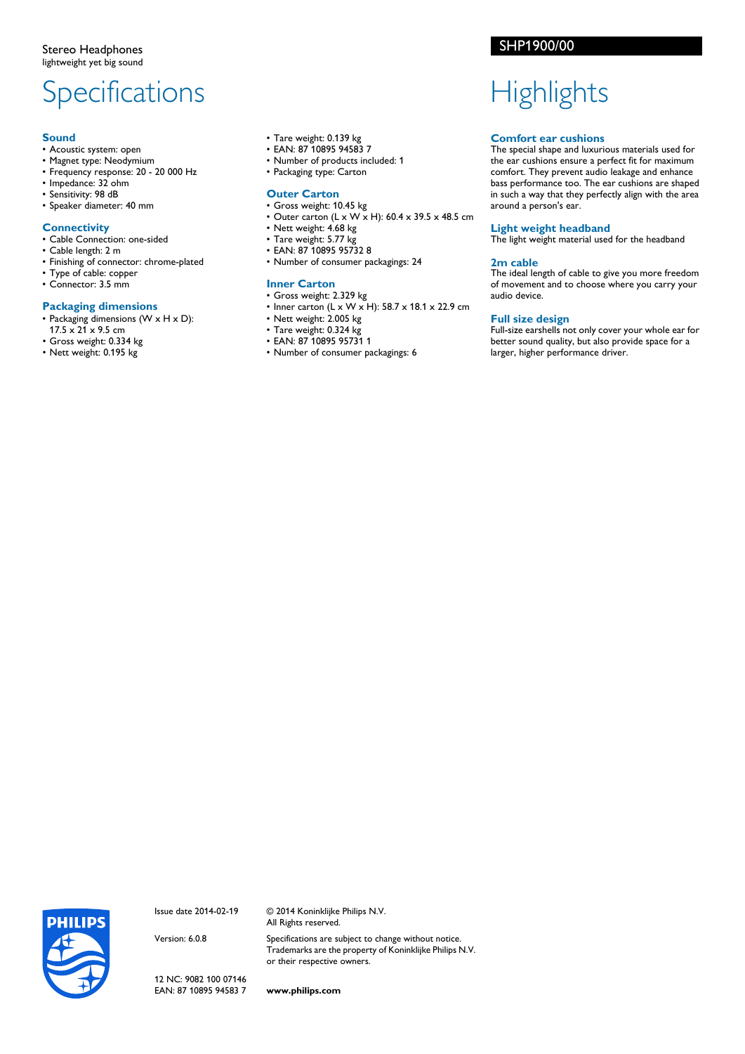Stereo Headphones
lightweight yet big sound

SHP1900/00

# Specifications

### Sound
- Acoustic system: open
- Magnet type: Neodymium
- Frequency response: 20 - 20 000 Hz
- Impedance: 32 ohm
- Sensitivity: 98 dB
- Speaker diameter: 40 mm

### Connectivity
- Cable Connection: one-sided
- Cable length: 2 m
- Finishing of connector: chrome-plated
- Type of cable: copper
- Connector: 3.5 mm

### Packaging dimensions
- Packaging dimensions (W x H x D): 17.5 x 21 x 9.5 cm
- Gross weight: 0.334 kg
- Nett weight: 0.195 kg
- Tare weight: 0.139 kg
- EAN: 87 10895 94583 7
- Number of products included: 1
- Packaging type: Carton

### Outer Carton
- Gross weight: 10.45 kg
- Outer carton (L x W x H): 60.4 x 39.5 x 48.5 cm
- Nett weight: 4.68 kg
- Tare weight: 5.77 kg
- EAN: 87 10895 95732 8
- Number of consumer packagings: 24

### Inner Carton
- Gross weight: 2.329 kg
- Inner carton (L x W x H): 58.7 x 18.1 x 22.9 cm
- Nett weight: 2.005 kg
- Tare weight: 0.324 kg
- EAN: 87 10895 95731 1
- Number of consumer packagings: 6

# Highlights

### Comfort ear cushions
The special shape and luxurious materials used for the ear cushions ensure a perfect fit for maximum comfort. They prevent audio leakage and enhance bass performance too. The ear cushions are shaped in such a way that they perfectly align with the area around a person's ear.

### Light weight headband
The light weight material used for the headband

### 2m cable
The ideal length of cable to give you more freedom of movement and to choose where you carry your audio device.

### Full size design
Full-size earshells not only cover your whole ear for better sound quality, but also provide space for a larger, higher performance driver.

Issue date 2014-02-19

Version: 6.0.8

12 NC: 9082 100 07146
EAN: 87 10895 94583 7

© 2014 Koninklijke Philips N.V.
All Rights reserved.

Specifications are subject to change without notice. Trademarks are the property of Koninklijke Philips N.V. or their respective owners.

**www.philips.com**